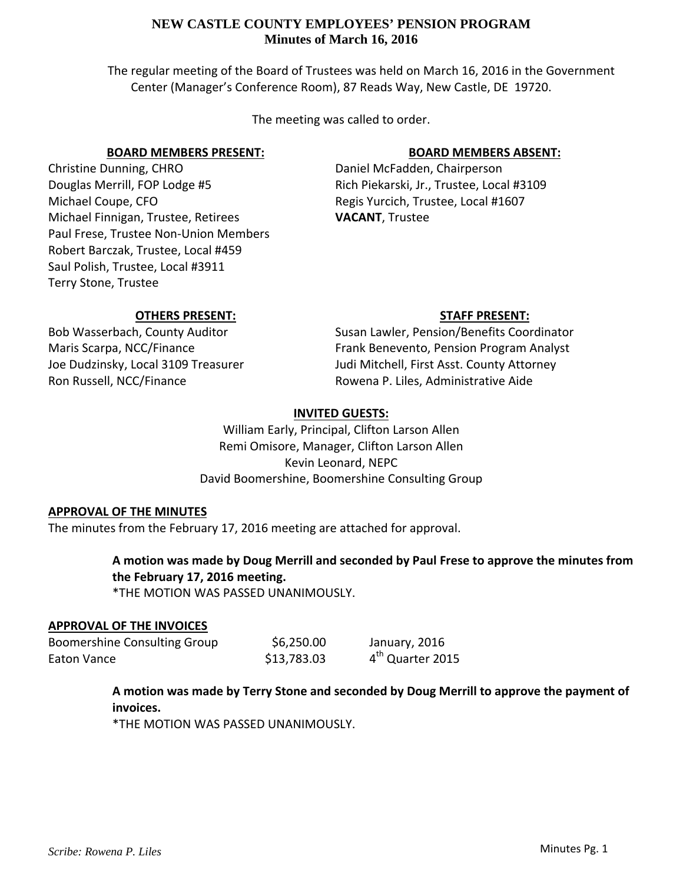# NEW CASTLE COUNTY EMPLOYEES' PENSION PROGRAM
## Minutes of March 16, 2016

The regular meeting of the Board of Trustees was held on March 16, 2016 in the Government Center (Manager's Conference Room), 87 Reads Way, New Castle, DE 19720.

The meeting was called to order.

| **BOARD MEMBERS PRESENT:** | **BOARD MEMBERS ABSENT:** |
|---|---|
| Christine Dunning, CHRO | Daniel McFadden, Chairperson |
| Douglas Merrill, FOP Lodge #5 | Rich Piekarski, Jr., Trustee, Local #3109 |
| Michael Coupe, CFO | Regis Yurcich, Trustee, Local #1607 |
| Michael Finnigan, Trustee, Retirees | **VACANT**, Trustee |
| Paul Frese, Trustee Non-Union Members | |
| Robert Barczak, Trustee, Local #459 | |
| Saul Polish, Trustee, Local #3911 | |
| Terry Stone, Trustee | |

| **OTHERS PRESENT:** | **STAFF PRESENT:** |
|---|---|
| Bob Wasserbach, County Auditor | Susan Lawler, Pension/Benefits Coordinator |
| Maris Scarpa, NCC/Finance | Frank Benevento, Pension Program Analyst |
| Joe Dudzinsky, Local 3109 Treasurer | Judi Mitchell, First Asst. County Attorney |
| Ron Russell, NCC/Finance | Rowena P. Liles, Administrative Aide |

**INVITED GUESTS:**

William Early, Principal, Clifton Larson Allen
Remi Omisore, Manager, Clifton Larson Allen
Kevin Leonard, NEPC
David Boomershine, Boomershine Consulting Group

**APPROVAL OF THE MINUTES**

The minutes from the February 17, 2016 meeting are attached for approval.

> **A motion was made by Doug Merrill and seconded by Paul Frese to approve the minutes from the February 17, 2016 meeting.**
> *THE MOTION WAS PASSED UNANIMOUSLY.

**APPROVAL OF THE INVOICES**

| | | |
|---|---|---|
| Boomershine Consulting Group | $6,250.00 | January, 2016 |
| Eaton Vance | $13,783.03 | 4th Quarter 2015 |

> **A motion was made by Terry Stone and seconded by Doug Merrill to approve the payment of invoices.**
> *THE MOTION WAS PASSED UNANIMOUSLY.

*Scribe: Rowena P. Liles*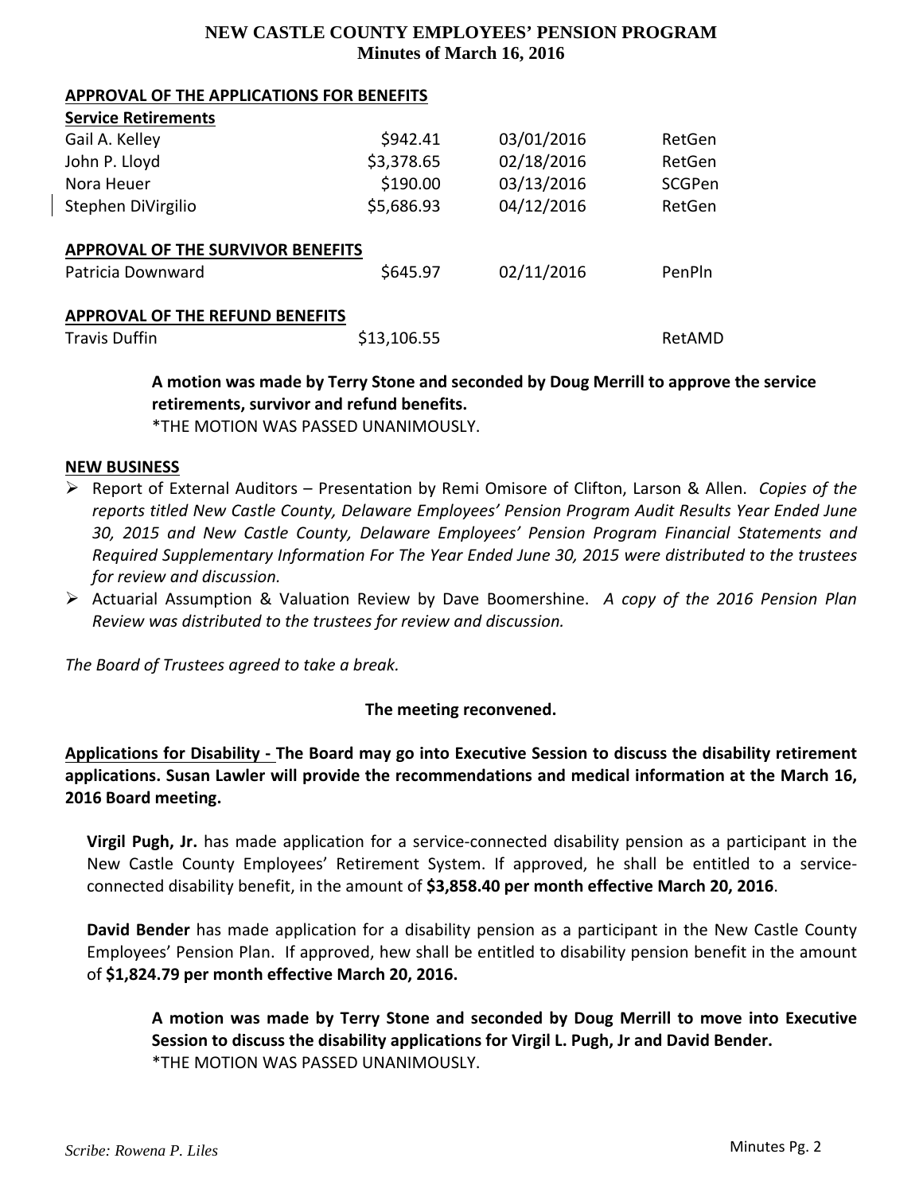# NEW CASTLE COUNTY EMPLOYEES' PENSION PROGRAM
## Minutes of March 16, 2016

**APPROVAL OF THE APPLICATIONS FOR BENEFITS**

**Service Retirements**

| | | | |
|---|---|---|---|
| Gail A. Kelley | $942.41 | 03/01/2016 | RetGen |
| John P. Lloyd | $3,378.65 | 02/18/2016 | RetGen |
| Nora Heuer | $190.00 | 03/13/2016 | SCGPen |
| Stephen DiVirgilio | $5,686.93 | 04/12/2016 | RetGen |

**APPROVAL OF THE SURVIVOR BENEFITS**

| | | | |
|---|---|---|---|
| Patricia Downward | $645.97 | 02/11/2016 | PenPln |

**APPROVAL OF THE REFUND BENEFITS**

| | | | |
|---|---|---|---|
| Travis Duffin | $13,106.55 | | RetAMD |

> **A motion was made by Terry Stone and seconded by Doug Merrill to approve the service retirements, survivor and refund benefits.**
> *THE MOTION WAS PASSED UNANIMOUSLY.

**NEW BUSINESS**

- Report of External Auditors – Presentation by Remi Omisore of Clifton, Larson & Allen. *Copies of the reports titled New Castle County, Delaware Employees' Pension Program Audit Results Year Ended June 30, 2015 and New Castle County, Delaware Employees' Pension Program Financial Statements and Required Supplementary Information For The Year Ended June 30, 2015 were distributed to the trustees for review and discussion.*
- Actuarial Assumption & Valuation Review by Dave Boomershine. *A copy of the 2016 Pension Plan Review was distributed to the trustees for review and discussion.*

*The Board of Trustees agreed to take a break.*

**The meeting reconvened.**

**Applications for Disability - The Board may go into Executive Session to discuss the disability retirement applications. Susan Lawler will provide the recommendations and medical information at the March 16, 2016 Board meeting.**

**Virgil Pugh, Jr.** has made application for a service-connected disability pension as a participant in the New Castle County Employees' Retirement System. If approved, he shall be entitled to a service-connected disability benefit, in the amount of **$3,858.40 per month effective March 20, 2016**.

**David Bender** has made application for a disability pension as a participant in the New Castle County Employees' Pension Plan. If approved, hew shall be entitled to disability pension benefit in the amount of **$1,824.79 per month effective March 20, 2016.**

> **A motion was made by Terry Stone and seconded by Doug Merrill to move into Executive Session to discuss the disability applications for Virgil L. Pugh, Jr and David Bender.**
> *THE MOTION WAS PASSED UNANIMOUSLY.

*Scribe: Rowena P. Liles*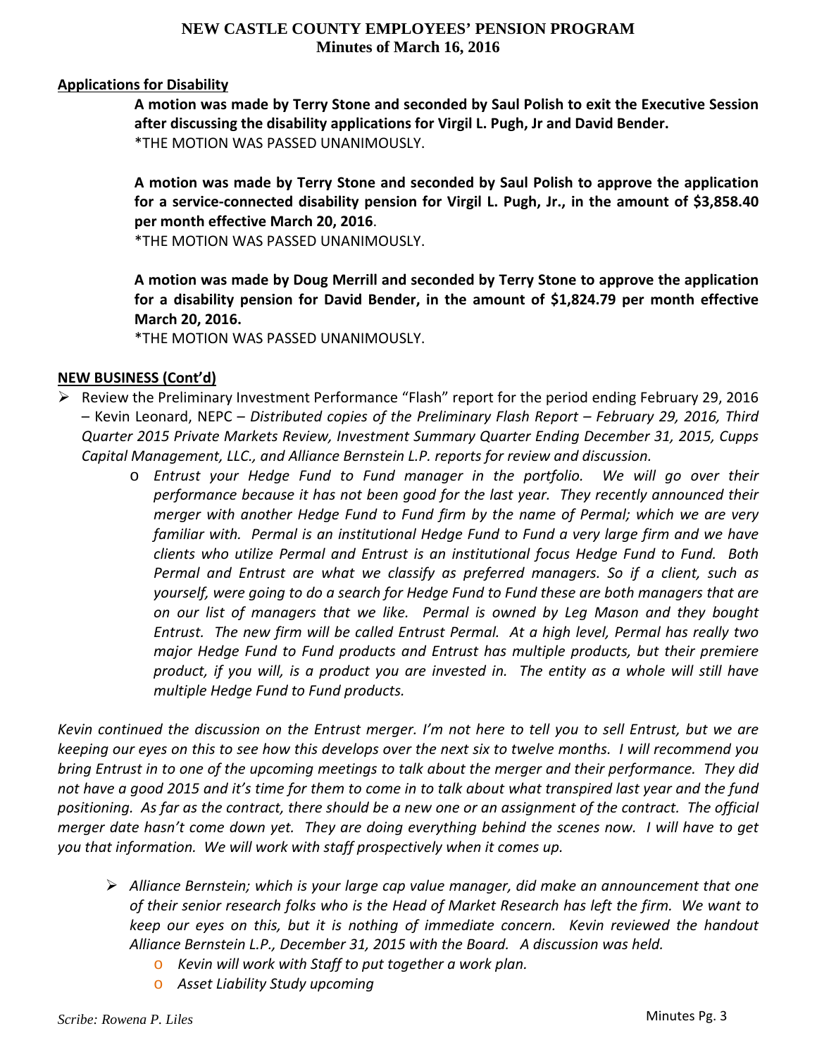## Applications for Disability

**A motion was made by Terry Stone and seconded by Saul Polish to exit the Executive Session after discussing the disability applications for Virgil L. Pugh, Jr and David Bender.**
*THE MOTION WAS PASSED UNANIMOUSLY.

**A motion was made by Terry Stone and seconded by Saul Polish to approve the application for a service-connected disability pension for Virgil L. Pugh, Jr., in the amount of $3,858.40 per month effective March 20, 2016**.
*THE MOTION WAS PASSED UNANIMOUSLY.

**A motion was made by Doug Merrill and seconded by Terry Stone to approve the application for a disability pension for David Bender, in the amount of $1,824.79 per month effective March 20, 2016.**
*THE MOTION WAS PASSED UNANIMOUSLY.

## NEW BUSINESS (Cont'd)

- Review the Preliminary Investment Performance "Flash" report for the period ending February 29, 2016 – Kevin Leonard, NEPC – *Distributed copies of the Preliminary Flash Report – February 29, 2016, Third Quarter 2015 Private Markets Review, Investment Summary Quarter Ending December 31, 2015, Cupps Capital Management, LLC., and Alliance Bernstein L.P. reports for review and discussion.*
    - *Entrust your Hedge Fund to Fund manager in the portfolio. We will go over their performance because it has not been good for the last year. They recently announced their merger with another Hedge Fund to Fund firm by the name of Permal; which we are very familiar with. Permal is an institutional Hedge Fund to Fund a very large firm and we have clients who utilize Permal and Entrust is an institutional focus Hedge Fund to Fund. Both Permal and Entrust are what we classify as preferred managers. So if a client, such as yourself, were going to do a search for Hedge Fund to Fund these are both managers that are on our list of managers that we like. Permal is owned by Leg Mason and they bought Entrust. The new firm will be called Entrust Permal. At a high level, Permal has really two major Hedge Fund to Fund products and Entrust has multiple products, but their premiere product, if you will, is a product you are invested in. The entity as a whole will still have multiple Hedge Fund to Fund products.*

*Kevin continued the discussion on the Entrust merger. I'm not here to tell you to sell Entrust, but we are keeping our eyes on this to see how this develops over the next six to twelve months. I will recommend you bring Entrust in to one of the upcoming meetings to talk about the merger and their performance. They did not have a good 2015 and it's time for them to come in to talk about what transpired last year and the fund positioning. As far as the contract, there should be a new one or an assignment of the contract. The official merger date hasn't come down yet. They are doing everything behind the scenes now. I will have to get you that information. We will work with staff prospectively when it comes up.*

- *Alliance Bernstein; which is your large cap value manager, did make an announcement that one of their senior research folks who is the Head of Market Research has left the firm. We want to keep our eyes on this, but it is nothing of immediate concern. Kevin reviewed the handout Alliance Bernstein L.P., December 31, 2015 with the Board. A discussion was held.*
    - *Kevin will work with Staff to put together a work plan.*
    - *Asset Liability Study upcoming*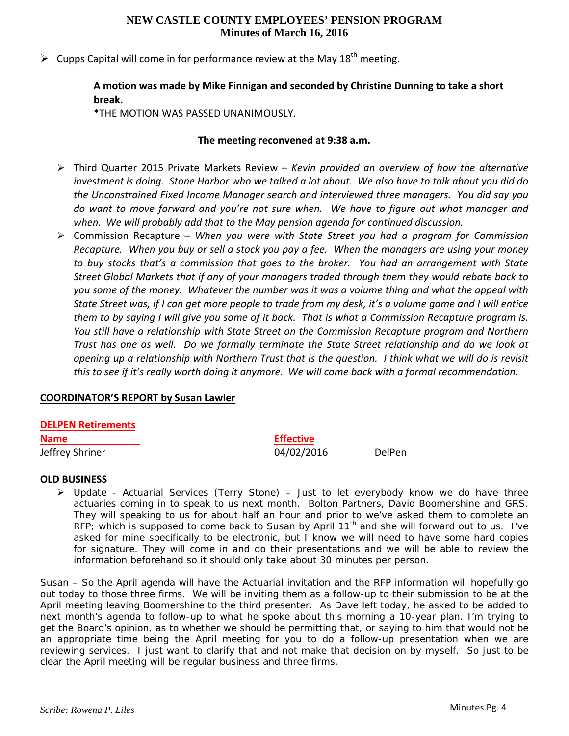- Cupps Capital will come in for performance review at the May 18th meeting.

> **A motion was made by Mike Finnigan and seconded by Christine Dunning to take a short break.**
> *THE MOTION WAS PASSED UNANIMOUSLY.

**The meeting reconvened at 9:38 a.m.**

- Third Quarter 2015 Private Markets Review – *Kevin provided an overview of how the alternative investment is doing. Stone Harbor who we talked a lot about. We also have to talk about you did do the Unconstrained Fixed Income Manager search and interviewed three managers. You did say you do want to move forward and you're not sure when. We have to figure out what manager and when. We will probably add that to the May pension agenda for continued discussion.*
- Commission Recapture – *When you were with State Street you had a program for Commission Recapture. When you buy or sell a stock you pay a fee. When the managers are using your money to buy stocks that's a commission that goes to the broker. You had an arrangement with State Street Global Markets that if any of your managers traded through them they would rebate back to you some of the money. Whatever the number was it was a volume thing and what the appeal with State Street was, if I can get more people to trade from my desk, it's a volume game and I will entice them to by saying I will give you some of it back. That is what a Commission Recapture program is. You still have a relationship with State Street on the Commission Recapture program and Northern Trust has one as well. Do we formally terminate the State Street relationship and do we look at opening up a relationship with Northern Trust that is the question. I think what we will do is revisit this to see if it's really worth doing it anymore. We will come back with a formal recommendation.*

## COORDINATOR'S REPORT by Susan Lawler

**DELPEN Retirements**

| Name | Effective | |
|---|---|---|
| Jeffrey Shriner | 04/02/2016 | DelPen |

## OLD BUSINESS

- Update - Actuarial Services (Terry Stone) – Just to let everybody know we do have three actuaries coming in to speak to us next month. Bolton Partners, David Boomershine and GRS. They will speaking to us for about half an hour and prior to we've asked them to complete an RFP; which is supposed to come back to Susan by April 11th and she will forward out to us. I've asked for mine specifically to be electronic, but I know we will need to have some hard copies for signature. They will come in and do their presentations and we will be able to review the information beforehand so it should only take about 30 minutes per person.

Susan – So the April agenda will have the Actuarial invitation and the RFP information will hopefully go out today to those three firms. We will be inviting them as a follow-up to their submission to be at the April meeting leaving Boomershine to the third presenter. As Dave left today, he asked to be added to next month's agenda to follow-up to what he spoke about this morning a 10-year plan. I'm trying to get the Board's opinion, as to whether we should be permitting that, or saying to him that would not be an appropriate time being the April meeting for you to do a follow-up presentation when we are reviewing services. I just want to clarify that and not make that decision on by myself. So just to be clear the April meeting will be regular business and three firms.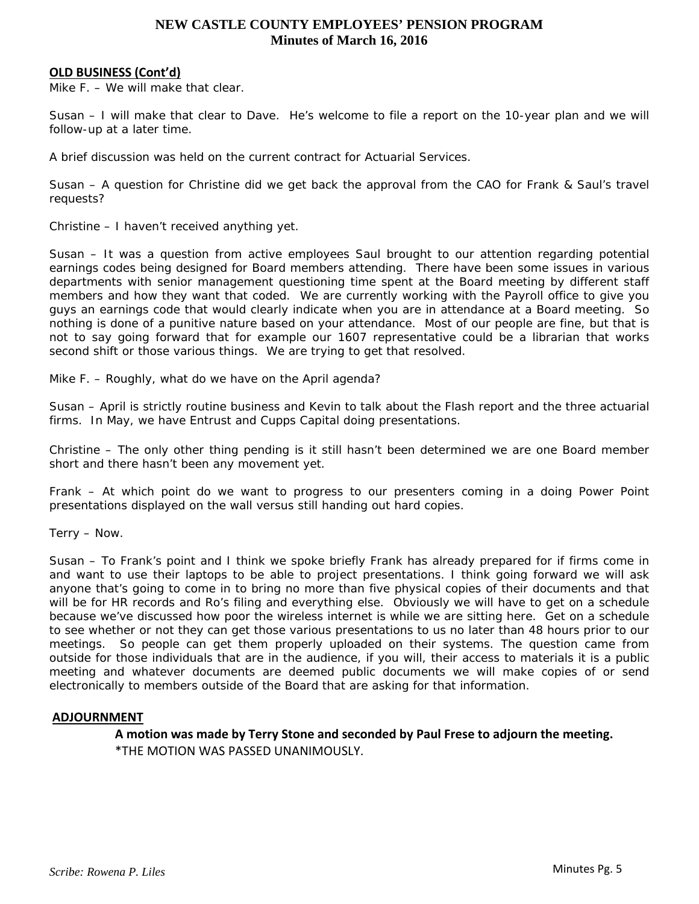**OLD BUSINESS (Cont'd)**

Mike F. – We will make that clear.

Susan – I will make that clear to Dave. He's welcome to file a report on the 10-year plan and we will follow-up at a later time.

A brief discussion was held on the current contract for Actuarial Services.

Susan – A question for Christine did we get back the approval from the CAO for Frank & Saul's travel requests?

Christine – I haven't received anything yet.

Susan – It was a question from active employees Saul brought to our attention regarding potential earnings codes being designed for Board members attending. There have been some issues in various departments with senior management questioning time spent at the Board meeting by different staff members and how they want that coded. We are currently working with the Payroll office to give you guys an earnings code that would clearly indicate when you are in attendance at a Board meeting. So nothing is done of a punitive nature based on your attendance. Most of our people are fine, but that is not to say going forward that for example our 1607 representative could be a librarian that works second shift or those various things. We are trying to get that resolved.

Mike F. – Roughly, what do we have on the April agenda?

Susan – April is strictly routine business and Kevin to talk about the Flash report and the three actuarial firms. In May, we have Entrust and Cupps Capital doing presentations.

Christine – The only other thing pending is it still hasn't been determined we are one Board member short and there hasn't been any movement yet.

Frank – At which point do we want to progress to our presenters coming in a doing Power Point presentations displayed on the wall versus still handing out hard copies.

Terry – Now.

Susan – To Frank's point and I think we spoke briefly Frank has already prepared for if firms come in and want to use their laptops to be able to project presentations. I think going forward we will ask anyone that's going to come in to bring no more than five physical copies of their documents and that will be for HR records and Ro's filing and everything else. Obviously we will have to get on a schedule because we've discussed how poor the wireless internet is while we are sitting here. Get on a schedule to see whether or not they can get those various presentations to us no later than 48 hours prior to our meetings. So people can get them properly uploaded on their systems. The question came from outside for those individuals that are in the audience, if you will, their access to materials it is a public meeting and whatever documents are deemed public documents we will make copies of or send electronically to members outside of the Board that are asking for that information.

**ADJOURNMENT**

**A motion was made by Terry Stone and seconded by Paul Frese to adjourn the meeting.**
*THE MOTION WAS PASSED UNANIMOUSLY.

*Scribe: Rowena P. Liles*